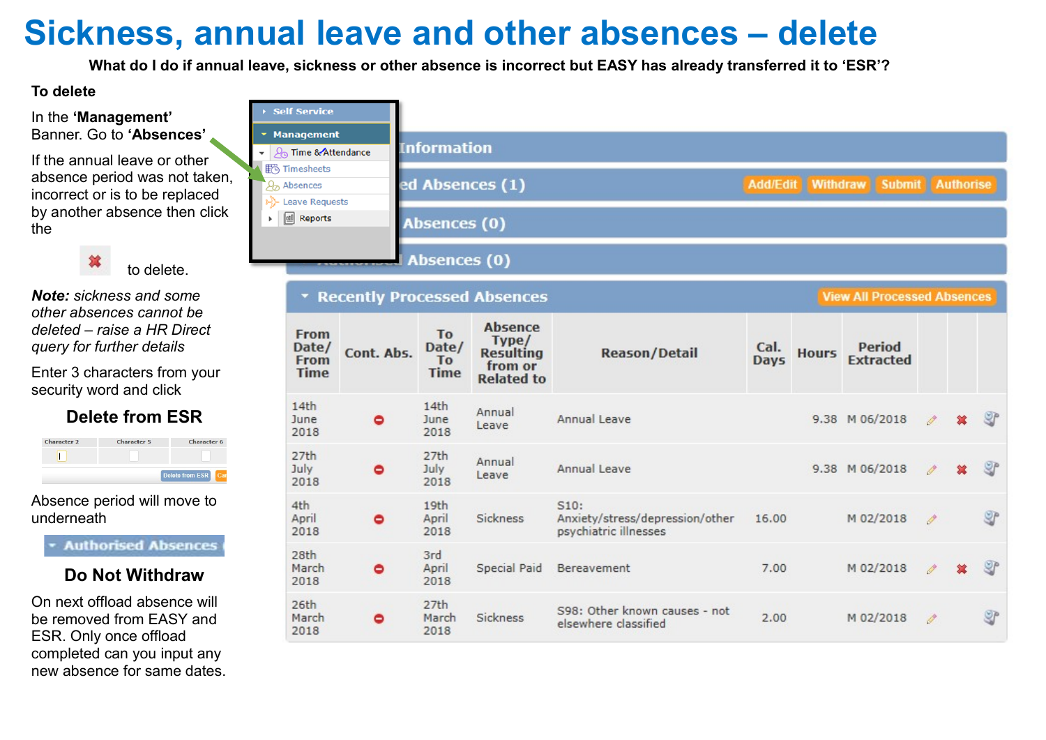# Sickness, annual leave and other absences – delete

**What do I do if annual leave, sickness or other absence is incorrect but EASY has already transferred it to 'ESR'?**

**To delete**

In the **'Management'** Banner. Go to **'Absences'**

If the annual leave or other absence period was not taken, incorrect or is to be replaced by another absence then click the ✖ to delete.

***Note:*** *sickness and some other absences cannot be deleted – raise a HR Direct query for further details*

Enter 3 characters from your security word and click

**Delete from ESR**

Absence period will move to underneath **Authorised Absences**

**Do Not Withdraw**

On next offload absence will be removed from EASY and ESR. Only once offload completed can you input any new absence for same dates.

Self Service

Management

- Time & Attendance
  - Timesheets
  - Absences
  - Leave Requests
  - Reports

Information

...ed Absences (1) — Add/Edit | Withdraw | Submit | Authorise

Absences (0)

Authorised Absences (0)

Recently Processed Absences — View All Processed Absences

| From Date/ From Time | Cont. Abs. | To Date/ To Time | Absence Type/ Resulting from or Related to | Reason/Detail | Cal. Days | Hours | Period Extracted | | | |
|---|---|---|---|---|---|---|---|---|---|---|
| 14th June 2018 | ⛔ | 14th June 2018 | Annual Leave | Annual Leave | | 9.38 | M 06/2018 | ✎ | ✖ | |
| 27th July 2018 | ⛔ | 27th July 2018 | Annual Leave | Annual Leave | | 9.38 | M 06/2018 | ✎ | ✖ | |
| 4th April 2018 | ⛔ | 19th April 2018 | Sickness | S10: Anxiety/stress/depression/other psychiatric illnesses | 16.00 | | M 02/2018 | ✎ | | |
| 28th March 2018 | ⛔ | 3rd April 2018 | Special Paid | Bereavement | 7.00 | | M 02/2018 | ✎ | ✖ | |
| 26th March 2018 | ⛔ | 27th March 2018 | Sickness | S98: Other known causes - not elsewhere classified | 2.00 | | M 02/2018 | ✎ | | |

| Character 2 | Character 5 | Character 6 |
|---|---|---|
| | | |

Delete from ESR | Cancel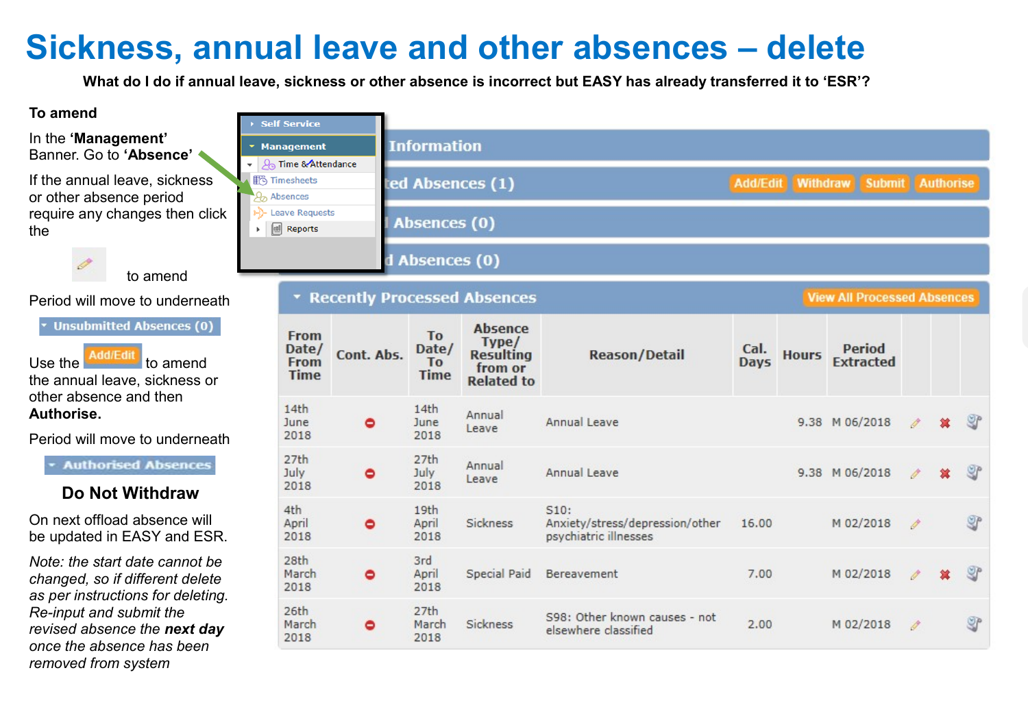# Sickness, annual leave and other absences – delete

**What do I do if annual leave, sickness or other absence is incorrect but EASY has already transferred it to 'ESR'?**

**To amend**

In the **'Management'** Banner. Go to **'Absence'**

If the annual leave, sickness or other absence period require any changes then click the

to amend

Period will move to underneath

Unsubmitted Absences (0)

Use the Add/Edit to amend the annual leave, sickness or other absence and then **Authorise.**

Period will move to underneath

Authorised Absences

**Do Not Withdraw**

On next offload absence will be updated in EASY and ESR.

*Note: the start date cannot be changed, so if different delete as per instructions for deleting. Re-input and submit the revised absence the* ***next day*** *once the absence has been removed from system*

Self Service
Management
Time & Attendance
Timesheets
Absences
Leave Requests
Reports

Information

ted Absences (1) — Add/Edit | Withdraw | Submit | Authorise

l Absences (0)

d Absences (0)

Recently Processed Absences — View All Processed Absences

| From Date/ From Time | Cont. Abs. | To Date/ To Time | Absence Type/ Resulting from or Related to | Reason/Detail | Cal. Days | Hours | Period Extracted |
|---|---|---|---|---|---|---|---|
| 14th June 2018 | | 14th June 2018 | Annual Leave | Annual Leave | | 9.38 | M 06/2018 |
| 27th July 2018 | | 27th July 2018 | Annual Leave | Annual Leave | | 9.38 | M 06/2018 |
| 4th April 2018 | | 19th April 2018 | Sickness | S10: Anxiety/stress/depression/other psychiatric illnesses | 16.00 | | M 02/2018 |
| 28th March 2018 | | 3rd April 2018 | Special Paid | Bereavement | 7.00 | | M 02/2018 |
| 26th March 2018 | | 27th March 2018 | Sickness | S98: Other known causes - not elsewhere classified | 2.00 | | M 02/2018 |